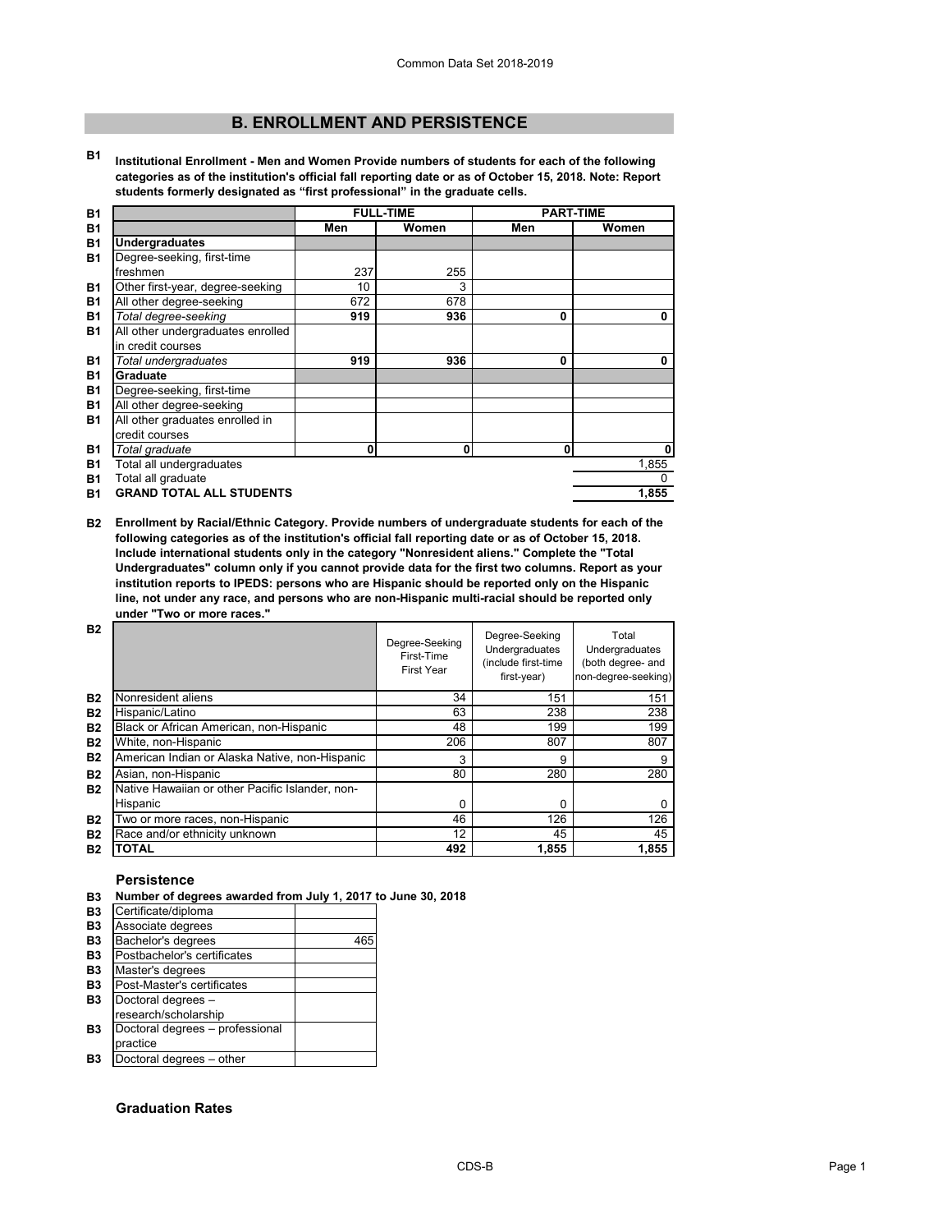## B. ENROLLMENT AND PERSISTENCE

**B1 Institutional Enrollment - Men and Women Provide numbers of students for each of the following categories as of the institution's official fall reporting date or as of October 15, 2018. Note: Report students formerly designated as "first professional" in the graduate cells.**

| | FULL-TIME | | PART-TIME | |
|---|---|---|---|---|
| | **Men** | **Women** | **Men** | **Women** |
| **Undergraduates** | | | | |
| Degree-seeking, first-time freshmen | 237 | 255 | | |
| Other first-year, degree-seeking | 10 | 3 | | |
| All other degree-seeking | 672 | 678 | | |
| *Total degree-seeking* | **919** | **936** | **0** | **0** |
| All other undergraduates enrolled in credit courses | | | | |
| *Total undergraduates* | **919** | **936** | **0** | **0** |
| **Graduate** | | | | |
| Degree-seeking, first-time | | | | |
| All other degree-seeking | | | | |
| All other graduates enrolled in credit courses | | | | |
| *Total graduate* | **0** | **0** | **0** | **0** |
| Total all undergraduates | | | | 1,855 |
| Total all graduate | | | | 0 |
| **GRAND TOTAL ALL STUDENTS** | | | | **1,855** |

**B2 Enrollment by Racial/Ethnic Category. Provide numbers of undergraduate students for each of the following categories as of the institution's official fall reporting date or as of October 15, 2018. Include international students only in the category "Nonresident aliens." Complete the "Total Undergraduates" column only if you cannot provide data for the first two columns. Report as your institution reports to IPEDS: persons who are Hispanic should be reported only on the Hispanic line, not under any race, and persons who are non-Hispanic multi-racial should be reported only under "Two or more races."**

| | Degree-Seeking First-Time First Year | Degree-Seeking Undergraduates (include first-time first-year) | Total Undergraduates (both degree- and non-degree-seeking) |
|---|---|---|---|
| Nonresident aliens | 34 | 151 | 151 |
| Hispanic/Latino | 63 | 238 | 238 |
| Black or African American, non-Hispanic | 48 | 199 | 199 |
| White, non-Hispanic | 206 | 807 | 807 |
| American Indian or Alaska Native, non-Hispanic | 3 | 9 | 9 |
| Asian, non-Hispanic | 80 | 280 | 280 |
| Native Hawaiian or other Pacific Islander, non-Hispanic | 0 | 0 | 0 |
| Two or more races, non-Hispanic | 46 | 126 | 126 |
| Race and/or ethnicity unknown | 12 | 45 | 45 |
| **TOTAL** | **492** | **1,855** | **1,855** |

### Persistence

**B3 Number of degrees awarded from July 1, 2017 to June 30, 2018**

| | |
|---|---|
| Certificate/diploma | |
| Associate degrees | |
| Bachelor's degrees | 465 |
| Postbachelor's certificates | |
| Master's degrees | |
| Post-Master's certificates | |
| Doctoral degrees – research/scholarship | |
| Doctoral degrees – professional practice | |
| Doctoral degrees – other | |

### Graduation Rates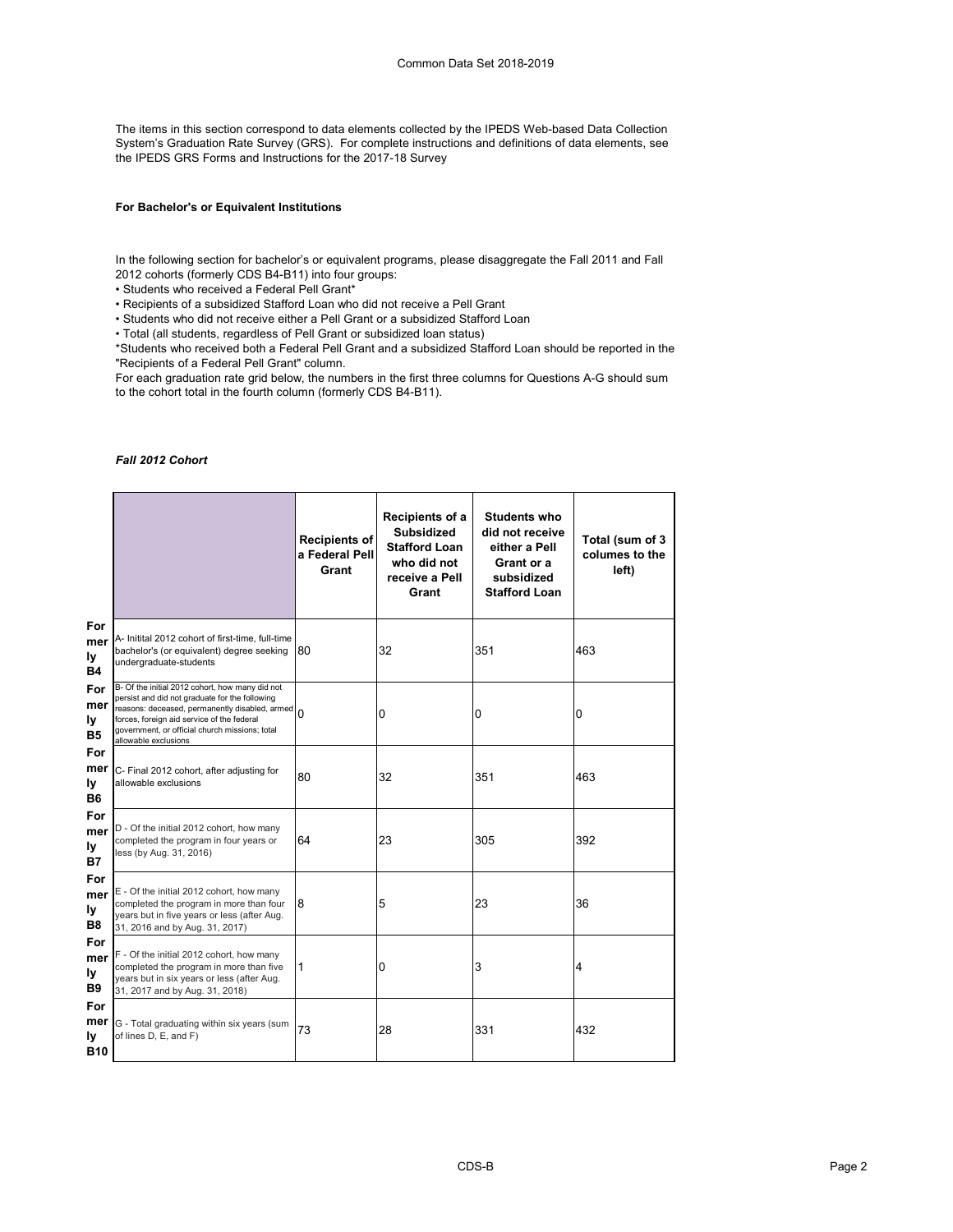The items in this section correspond to data elements collected by the IPEDS Web-based Data Collection System's Graduation Rate Survey (GRS). For complete instructions and definitions of data elements, see the IPEDS GRS Forms and Instructions for the 2017-18 Survey

**For Bachelor's or Equivalent Institutions**

In the following section for bachelor's or equivalent programs, please disaggregate the Fall 2011 and Fall 2012 cohorts (formerly CDS B4-B11) into four groups:

- Students who received a Federal Pell Grant*
- Recipients of a subsidized Stafford Loan who did not receive a Pell Grant
- Students who did not receive either a Pell Grant or a subsidized Stafford Loan
- Total (all students, regardless of Pell Grant or subsidized loan status)

*Students who received both a Federal Pell Grant and a subsidized Stafford Loan should be reported in the "Recipients of a Federal Pell Grant" column.

For each graduation rate grid below, the numbers in the first three columns for Questions A-G should sum to the cohort total in the fourth column (formerly CDS B4-B11).

***Fall 2012 Cohort***

| | | Recipients of a Federal Pell Grant | Recipients of a Subsidized Stafford Loan who did not receive a Pell Grant | Students who did not receive either a Pell Grant or a subsidized Stafford Loan | Total (sum of 3 columes to the left) |
|---|---|---|---|---|---|
| Formerly B4 | A- Initital 2012 cohort of first-time, full-time bachelor's (or equivalent) degree seeking undergraduate-students | 80 | 32 | 351 | 463 |
| Formerly B5 | B- Of the initial 2012 cohort, how many did not persist and did not graduate for the following reasons: deceased, permanently disabled, armed forces, foreign aid service of the federal government, or official church missions; total allowable exclusions | 0 | 0 | 0 | 0 |
| Formerly B6 | C- Final 2012 cohort, after adjusting for allowable exclusions | 80 | 32 | 351 | 463 |
| Formerly B7 | D - Of the initial 2012 cohort, how many completed the program in four years or less (by Aug. 31, 2016) | 64 | 23 | 305 | 392 |
| Formerly B8 | E - Of the initial 2012 cohort, how many completed the program in more than four years but in five years or less (after Aug. 31, 2016 and by Aug. 31, 2017) | 8 | 5 | 23 | 36 |
| Formerly B9 | F - Of the initial 2012 cohort, how many completed the program in more than five years but in six years or less (after Aug. 31, 2017 and by Aug. 31, 2018) | 1 | 0 | 3 | 4 |
| Formerly B10 | G - Total graduating within six years (sum of lines D, E, and F) | 73 | 28 | 331 | 432 |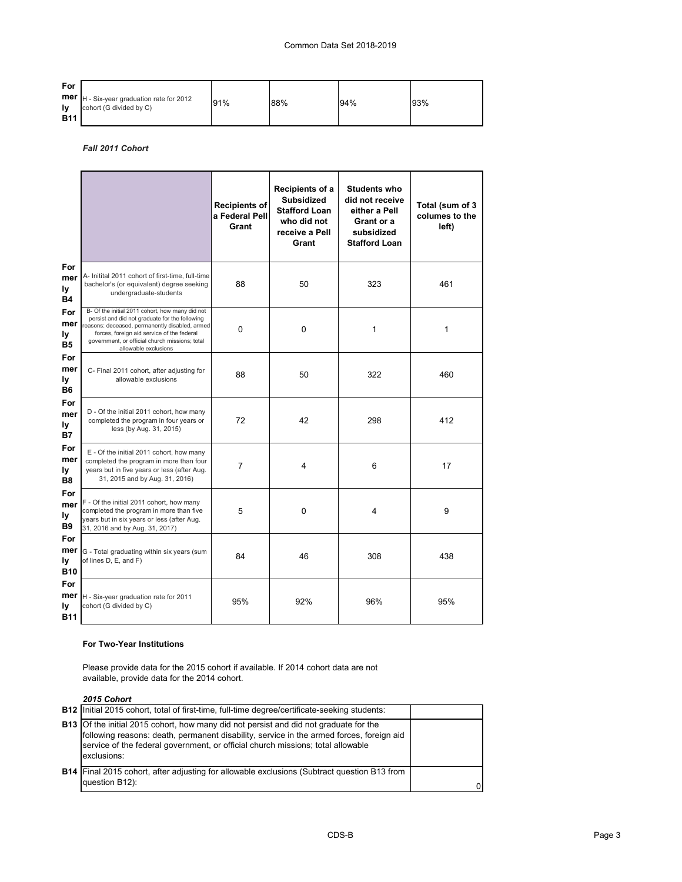| | | | | | |
|---|---|---|---|---|---|
| Formerly B11 | H - Six-year graduation rate for 2012 cohort (G divided by C) | 91% | 88% | 94% | 93% |

*Fall 2011 Cohort*

| | | Recipients of a Federal Pell Grant | Recipients of a Subsidized Stafford Loan who did not receive a Pell Grant | Students who did not receive either a Pell Grant or a subsidized Stafford Loan | Total (sum of 3 columes to the left) |
|---|---|---|---|---|---|
| Formerly B4 | A- Initital 2011 cohort of first-time, full-time bachelor's (or equivalent) degree seeking undergraduate-students | 88 | 50 | 323 | 461 |
| Formerly B5 | B- Of the initial 2011 cohort, how many did not persist and did not graduate for the following reasons: deceased, permanently disabled, armed forces, foreign aid service of the federal government, or official church missions; total allowable exclusions | 0 | 0 | 1 | 1 |
| Formerly B6 | C- Final 2011 cohort, after adjusting for allowable exclusions | 88 | 50 | 322 | 460 |
| Formerly B7 | D - Of the initial 2011 cohort, how many completed the program in four years or less (by Aug. 31, 2015) | 72 | 42 | 298 | 412 |
| Formerly B8 | E - Of the initial 2011 cohort, how many completed the program in more than four years but in five years or less (after Aug. 31, 2015 and by Aug. 31, 2016) | 7 | 4 | 6 | 17 |
| Formerly B9 | F - Of the initial 2011 cohort, how many completed the program in more than five years but in six years or less (after Aug. 31, 2016 and by Aug. 31, 2017) | 5 | 0 | 4 | 9 |
| Formerly B10 | G - Total graduating within six years (sum of lines D, E, and F) | 84 | 46 | 308 | 438 |
| Formerly B11 | H - Six-year graduation rate for 2011 cohort (G divided by C) | 95% | 92% | 96% | 95% |

**For Two-Year Institutions**

Please provide data for the 2015 cohort if available. If 2014 cohort data are not available, provide data for the 2014 cohort.

*2015 Cohort*

| | | |
|---|---|---|
| B12 | Initial 2015 cohort, total of first-time, full-time degree/certificate-seeking students: | |
| B13 | Of the initial 2015 cohort, how many did not persist and did not graduate for the following reasons: death, permanent disability, service in the armed forces, foreign aid service of the federal government, or official church missions; total allowable exclusions: | |
| B14 | Final 2015 cohort, after adjusting for allowable exclusions (Subtract question B13 from question B12): | 0 |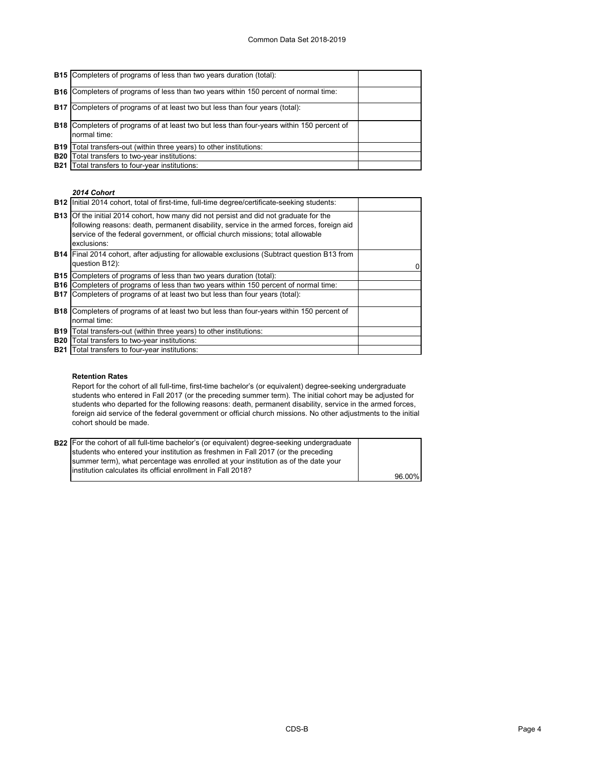| | | |
|---|---|---|
| **B15** | Completers of programs of less than two years duration (total): | |
| **B16** | Completers of programs of less than two years within 150 percent of normal time: | |
| **B17** | Completers of programs of at least two but less than four years (total): | |
| **B18** | Completers of programs of at least two but less than four-years within 150 percent of normal time: | |
| **B19** | Total transfers-out (within three years) to other institutions: | |
| **B20** | Total transfers to two-year institutions: | |
| **B21** | Total transfers to four-year institutions: | |

***2014 Cohort***

| | | |
|---|---|---|
| **B12** | Initial 2014 cohort, total of first-time, full-time degree/certificate-seeking students: | |
| **B13** | Of the initial 2014 cohort, how many did not persist and did not graduate for the following reasons: death, permanent disability, service in the armed forces, foreign aid service of the federal government, or official church missions; total allowable exclusions: | |
| **B14** | Final 2014 cohort, after adjusting for allowable exclusions (Subtract question B13 from question B12): | 0 |
| **B15** | Completers of programs of less than two years duration (total): | |
| **B16** | Completers of programs of less than two years within 150 percent of normal time: | |
| **B17** | Completers of programs of at least two but less than four years (total): | |
| **B18** | Completers of programs of at least two but less than four-years within 150 percent of normal time: | |
| **B19** | Total transfers-out (within three years) to other institutions: | |
| **B20** | Total transfers to two-year institutions: | |
| **B21** | Total transfers to four-year institutions: | |

**Retention Rates**

Report for the cohort of all full-time, first-time bachelor's (or equivalent) degree-seeking undergraduate students who entered in Fall 2017 (or the preceding summer term). The initial cohort may be adjusted for students who departed for the following reasons: death, permanent disability, service in the armed forces, foreign aid service of the federal government or official church missions. No other adjustments to the initial cohort should be made.

| | | |
|---|---|---|
| **B22** | For the cohort of all full-time bachelor's (or equivalent) degree-seeking undergraduate students who entered your institution as freshmen in Fall 2017 (or the preceding summer term), what percentage was enrolled at your institution as of the date your institution calculates its official enrollment in Fall 2018? | 96.00% |